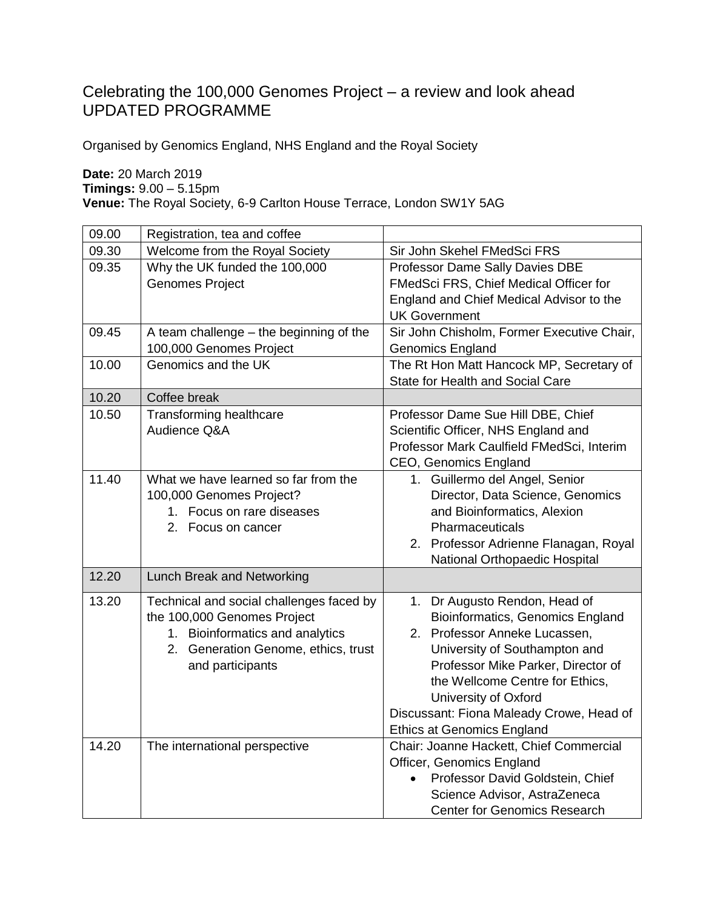# Celebrating the 100,000 Genomes Project – a review and look ahead UPDATED PROGRAMME

Organised by Genomics England, NHS England and the Royal Society

**Date:** 20 March 2019
**Timings:** 9.00 – 5.15pm
**Venue:** The Royal Society, 6-9 Carlton House Terrace, London SW1Y 5AG

| | | |
|---|---|---|
| 09.00 | Registration, tea and coffee | |
| 09.30 | Welcome from the Royal Society | Sir John Skehel FMedSci FRS |
| 09.35 | Why the UK funded the 100,000 Genomes Project | Professor Dame Sally Davies DBE FMedSci FRS, Chief Medical Officer for England and Chief Medical Advisor to the UK Government |
| 09.45 | A team challenge – the beginning of the 100,000 Genomes Project | Sir John Chisholm, Former Executive Chair, Genomics England |
| 10.00 | Genomics and the UK | The Rt Hon Matt Hancock MP, Secretary of State for Health and Social Care |
| 10.20 | Coffee break | |
| 10.50 | Transforming healthcare<br>Audience Q&A | Professor Dame Sue Hill DBE, Chief Scientific Officer, NHS England and Professor Mark Caulfield FMedSci, Interim CEO, Genomics England |
| 11.40 | What we have learned so far from the 100,000 Genomes Project?<br>1. Focus on rare diseases<br>2. Focus on cancer | 1. Guillermo del Angel, Senior Director, Data Science, Genomics and Bioinformatics, Alexion Pharmaceuticals<br>2. Professor Adrienne Flanagan, Royal National Orthopaedic Hospital |
| 12.20 | Lunch Break and Networking | |
| 13.20 | Technical and social challenges faced by the 100,000 Genomes Project<br>1. Bioinformatics and analytics<br>2. Generation Genome, ethics, trust and participants | 1. Dr Augusto Rendon, Head of Bioinformatics, Genomics England<br>2. Professor Anneke Lucassen, University of Southampton and Professor Mike Parker, Director of the Wellcome Centre for Ethics, University of Oxford<br>Discussant: Fiona Maleady Crowe, Head of Ethics at Genomics England |
| 14.20 | The international perspective | Chair: Joanne Hackett, Chief Commercial Officer, Genomics England<br>• Professor David Goldstein, Chief Science Advisor, AstraZeneca Center for Genomics Research |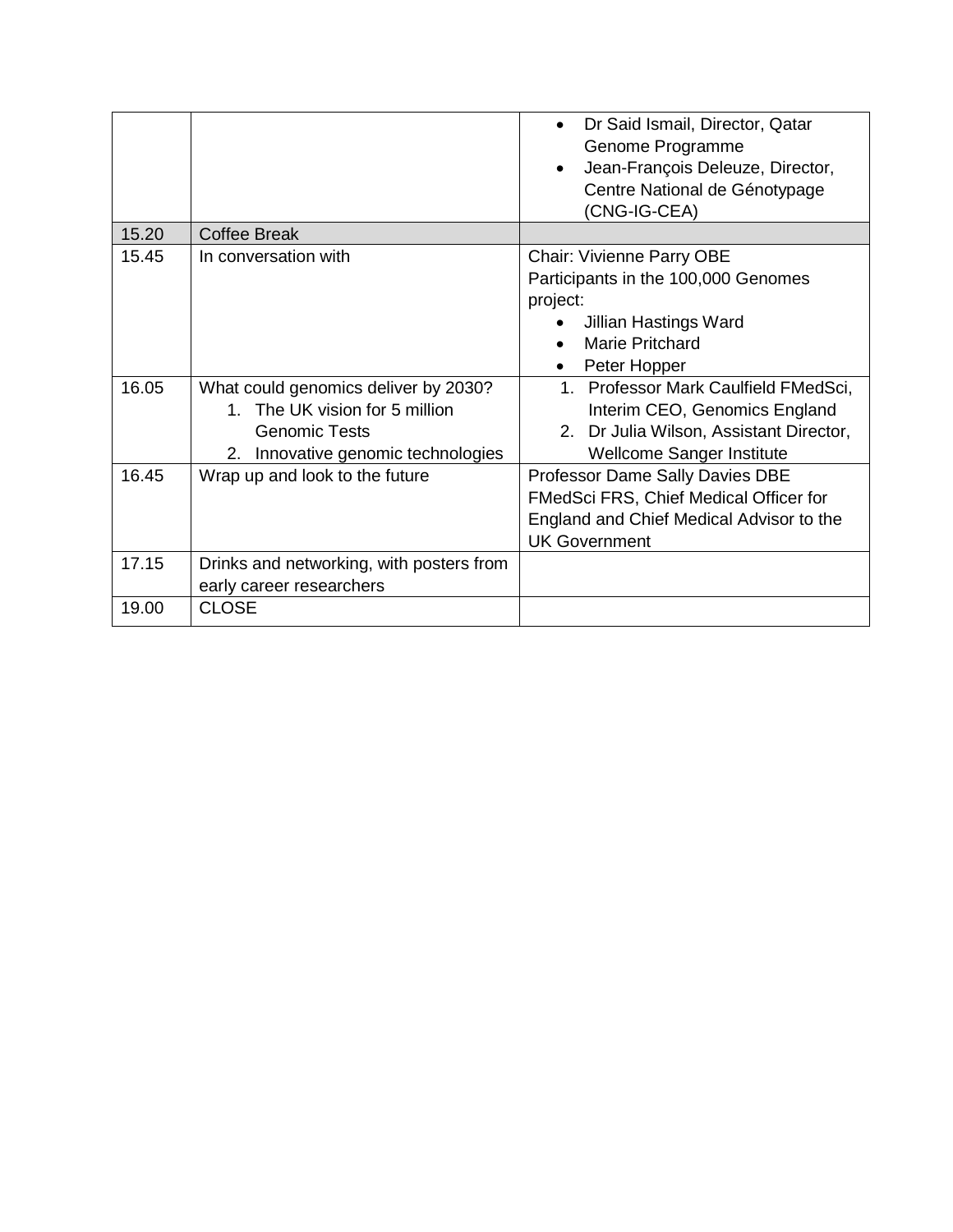| | | |
|---|---|---|
| | | • Dr Said Ismail, Director, Qatar Genome Programme<br>• Jean-François Deleuze, Director, Centre National de Génotypage (CNG-IG-CEA) |
| 15.20 | Coffee Break | |
| 15.45 | In conversation with | Chair: Vivienne Parry OBE<br>Participants in the 100,000 Genomes project:<br>• Jillian Hastings Ward<br>• Marie Pritchard<br>• Peter Hopper |
| 16.05 | What could genomics deliver by 2030?<br>1. The UK vision for 5 million Genomic Tests<br>2. Innovative genomic technologies | 1. Professor Mark Caulfield FMedSci, Interim CEO, Genomics England<br>2. Dr Julia Wilson, Assistant Director, Wellcome Sanger Institute |
| 16.45 | Wrap up and look to the future | Professor Dame Sally Davies DBE FMedSci FRS, Chief Medical Officer for England and Chief Medical Advisor to the UK Government |
| 17.15 | Drinks and networking, with posters from early career researchers | |
| 19.00 | CLOSE | |